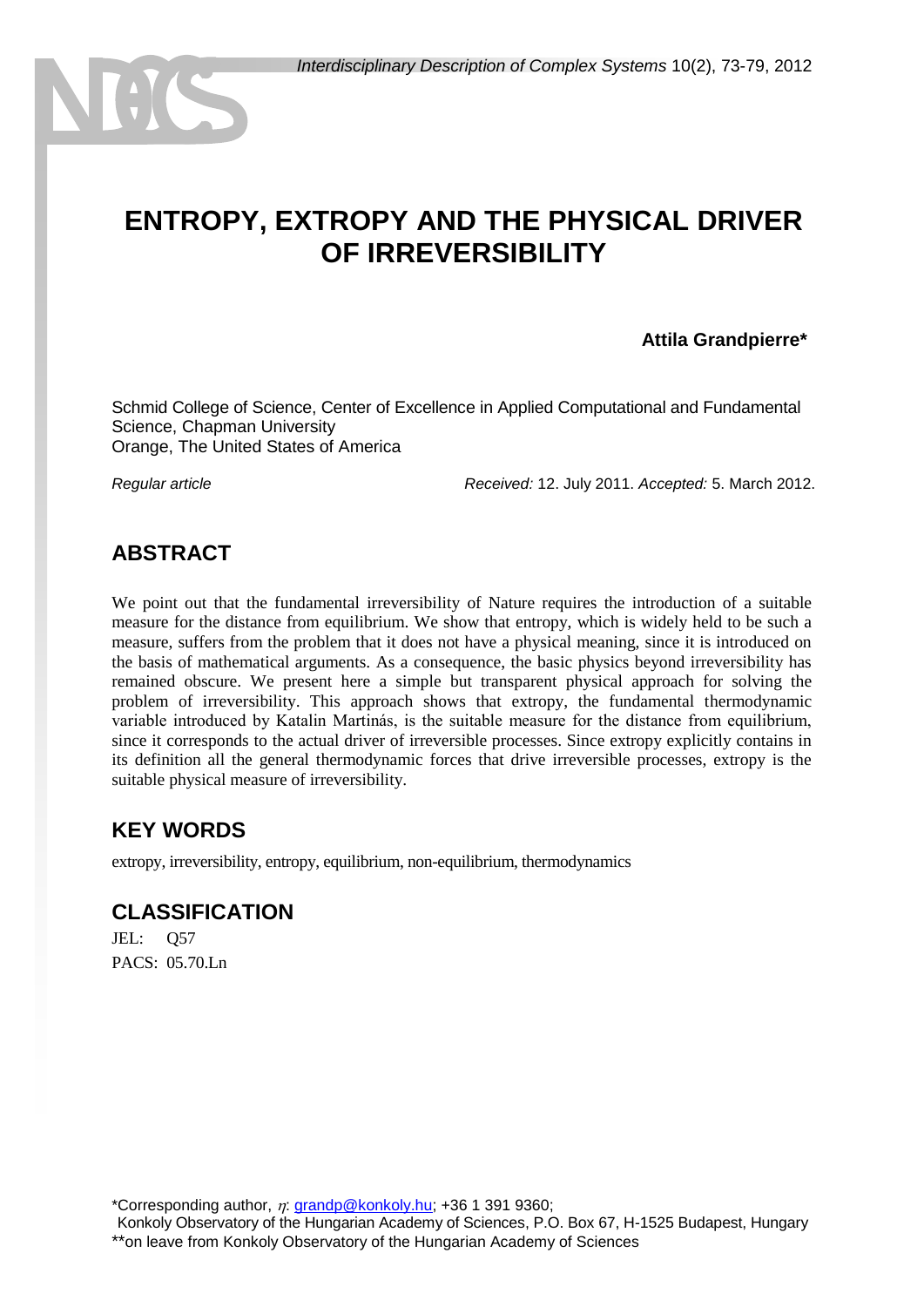# ENTROPY, EXTROPY AND THE PHYSICAL DRIVER OF IRREVERSIBILITY

**Attila Grandpierre***

Schmid College of Science, Center of Excellence in Applied Computational and Fundamental Science, Chapman University
Orange, The United States of America

*Regular article* *Received:* 12. July 2011. *Accepted:* 5. March 2012.

## ABSTRACT

We point out that the fundamental irreversibility of Nature requires the introduction of a suitable measure for the distance from equilibrium. We show that entropy, which is widely held to be such a measure, suffers from the problem that it does not have a physical meaning, since it is introduced on the basis of mathematical arguments. As a consequence, the basic physics beyond irreversibility has remained obscure. We present here a simple but transparent physical approach for solving the problem of irreversibility. This approach shows that extropy, the fundamental thermodynamic variable introduced by Katalin Martinás, is the suitable measure for the distance from equilibrium, since it corresponds to the actual driver of irreversible processes. Since extropy explicitly contains in its definition all the general thermodynamic forces that drive irreversible processes, extropy is the suitable physical measure of irreversibility.

## KEY WORDS

extropy, irreversibility, entropy, equilibrium, non-equilibrium, thermodynamics

## CLASSIFICATION

JEL: Q57
PACS: 05.70.Ln

*Corresponding author, $\eta$: grandp@konkoly.hu; +36 1 391 9360;
Konkoly Observatory of the Hungarian Academy of Sciences, P.O. Box 67, H-1525 Budapest, Hungary
**on leave from Konkoly Observatory of the Hungarian Academy of Sciences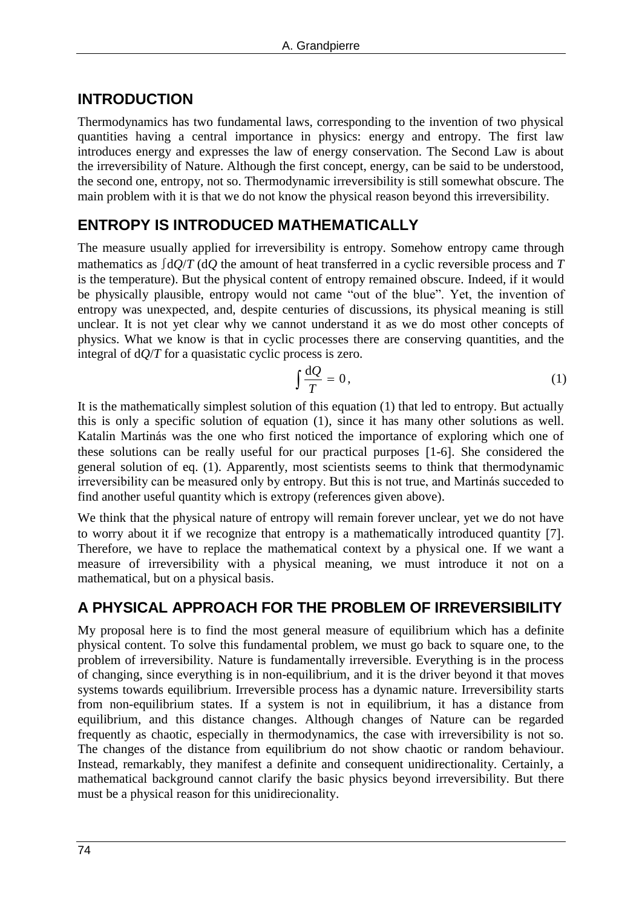## INTRODUCTION

Thermodynamics has two fundamental laws, corresponding to the invention of two physical quantities having a central importance in physics: energy and entropy. The first law introduces energy and expresses the law of energy conservation. The Second Law is about the irreversibility of Nature. Although the first concept, energy, can be said to be understood, the second one, entropy, not so. Thermodynamic irreversibility is still somewhat obscure. The main problem with it is that we do not know the physical reason beyond this irreversibility.

## ENTROPY IS INTRODUCED MATHEMATICALLY

The measure usually applied for irreversibility is entropy. Somehow entropy came through mathematics as $\int dQ/T$ ($dQ$ the amount of heat transferred in a cyclic reversible process and $T$ is the temperature). But the physical content of entropy remained obscure. Indeed, if it would be physically plausible, entropy would not came "out of the blue". Yet, the invention of entropy was unexpected, and, despite centuries of discussions, its physical meaning is still unclear. It is not yet clear why we cannot understand it as we do most other concepts of physics. What we know is that in cyclic processes there are conserving quantities, and the integral of $dQ/T$ for a quasistatic cyclic process is zero.

$$\int \frac{dQ}{T} = 0, \tag{1}$$

It is the mathematically simplest solution of this equation (1) that led to entropy. But actually this is only a specific solution of equation (1), since it has many other solutions as well. Katalin Martinás was the one who first noticed the importance of exploring which one of these solutions can be really useful for our practical purposes [1-6]. She considered the general solution of eq. (1). Apparently, most scientists seems to think that thermodynamic irreversibility can be measured only by entropy. But this is not true, and Martinás succeded to find another useful quantity which is extropy (references given above).

We think that the physical nature of entropy will remain forever unclear, yet we do not have to worry about it if we recognize that entropy is a mathematically introduced quantity [7]. Therefore, we have to replace the mathematical context by a physical one. If we want a measure of irreversibility with a physical meaning, we must introduce it not on a mathematical, but on a physical basis.

## A PHYSICAL APPROACH FOR THE PROBLEM OF IRREVERSIBILITY

My proposal here is to find the most general measure of equilibrium which has a definite physical content. To solve this fundamental problem, we must go back to square one, to the problem of irreversibility. Nature is fundamentally irreversible. Everything is in the process of changing, since everything is in non-equilibrium, and it is the driver beyond it that moves systems towards equilibrium. Irreversible process has a dynamic nature. Irreversibility starts from non-equilibrium states. If a system is not in equilibrium, it has a distance from equilibrium, and this distance changes. Although changes of Nature can be regarded frequently as chaotic, especially in thermodynamics, the case with irreversibility is not so. The changes of the distance from equilibrium do not show chaotic or random behaviour. Instead, remarkably, they manifest a definite and consequent unidirectionality. Certainly, a mathematical background cannot clarify the basic physics beyond irreversibility. But there must be a physical reason for this unidirecionality.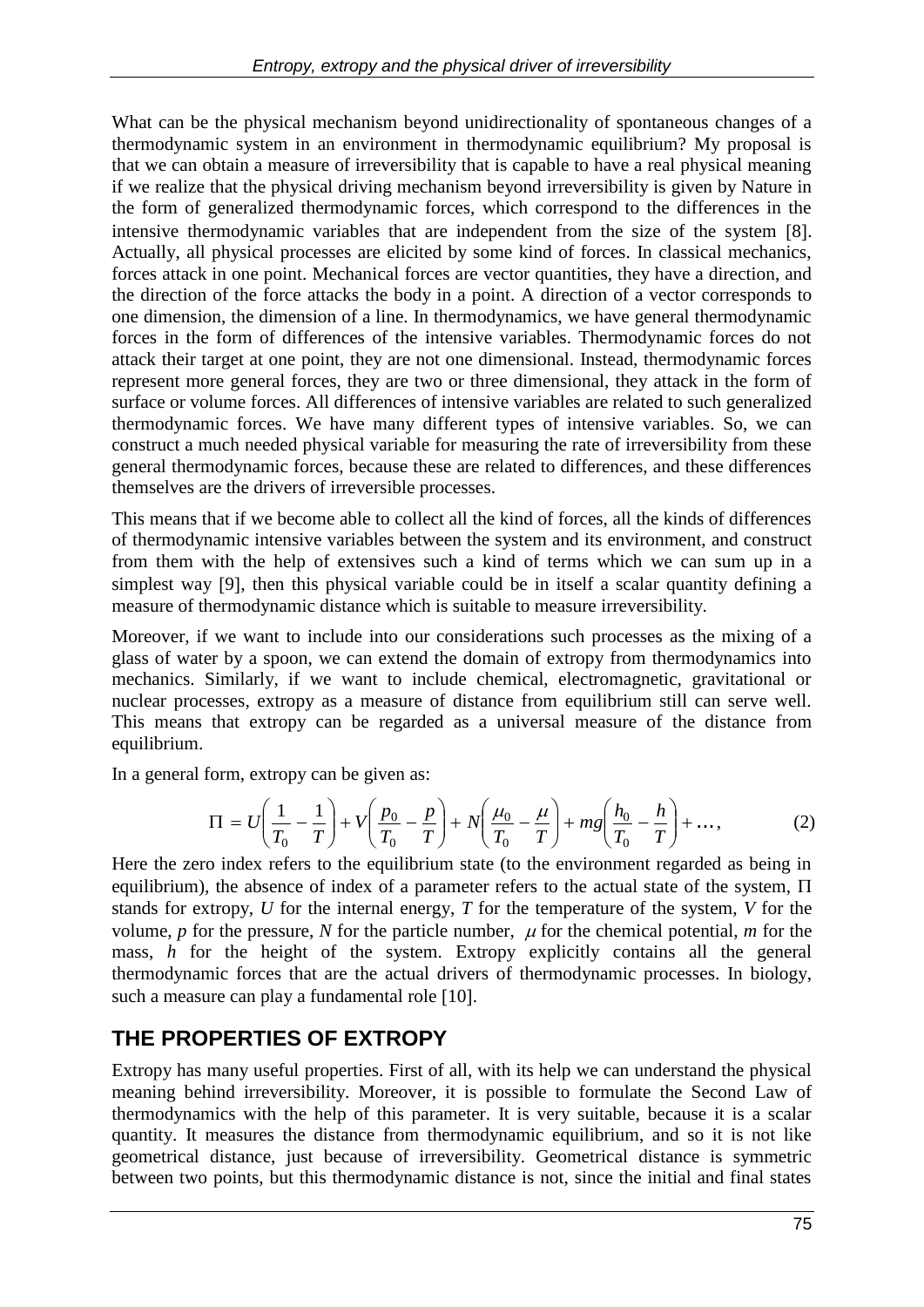What can be the physical mechanism beyond unidirectionality of spontaneous changes of a thermodynamic system in an environment in thermodynamic equilibrium? My proposal is that we can obtain a measure of irreversibility that is capable to have a real physical meaning if we realize that the physical driving mechanism beyond irreversibility is given by Nature in the form of generalized thermodynamic forces, which correspond to the differences in the intensive thermodynamic variables that are independent from the size of the system [8]. Actually, all physical processes are elicited by some kind of forces. In classical mechanics, forces attack in one point. Mechanical forces are vector quantities, they have a direction, and the direction of the force attacks the body in a point. A direction of a vector corresponds to one dimension, the dimension of a line. In thermodynamics, we have general thermodynamic forces in the form of differences of the intensive variables. Thermodynamic forces do not attack their target at one point, they are not one dimensional. Instead, thermodynamic forces represent more general forces, they are two or three dimensional, they attack in the form of surface or volume forces. All differences of intensive variables are related to such generalized thermodynamic forces. We have many different types of intensive variables. So, we can construct a much needed physical variable for measuring the rate of irreversibility from these general thermodynamic forces, because these are related to differences, and these differences themselves are the drivers of irreversible processes.

This means that if we become able to collect all the kind of forces, all the kinds of differences of thermodynamic intensive variables between the system and its environment, and construct from them with the help of extensives such a kind of terms which we can sum up in a simplest way [9], then this physical variable could be in itself a scalar quantity defining a measure of thermodynamic distance which is suitable to measure irreversibility.

Moreover, if we want to include into our considerations such processes as the mixing of a glass of water by a spoon, we can extend the domain of extropy from thermodynamics into mechanics. Similarly, if we want to include chemical, electromagnetic, gravitational or nuclear processes, extropy as a measure of distance from equilibrium still can serve well. This means that extropy can be regarded as a universal measure of the distance from equilibrium.

In a general form, extropy can be given as:

$$\Pi = U\left(\frac{1}{T_0} - \frac{1}{T}\right) + V\left(\frac{p_0}{T_0} - \frac{p}{T}\right) + N\left(\frac{\mu_0}{T_0} - \frac{\mu}{T}\right) + mg\left(\frac{h_0}{T_0} - \frac{h}{T}\right) + \dots, \qquad (2)$$

Here the zero index refers to the equilibrium state (to the environment regarded as being in equilibrium), the absence of index of a parameter refers to the actual state of the system, $\Pi$ stands for extropy, $U$ for the internal energy, $T$ for the temperature of the system, $V$ for the volume, $p$ for the pressure, $N$ for the particle number, $\mu$ for the chemical potential, $m$ for the mass, $h$ for the height of the system. Extropy explicitly contains all the general thermodynamic forces that are the actual drivers of thermodynamic processes. In biology, such a measure can play a fundamental role [10].

## THE PROPERTIES OF EXTROPY

Extropy has many useful properties. First of all, with its help we can understand the physical meaning behind irreversibility. Moreover, it is possible to formulate the Second Law of thermodynamics with the help of this parameter. It is very suitable, because it is a scalar quantity. It measures the distance from thermodynamic equilibrium, and so it is not like geometrical distance, just because of irreversibility. Geometrical distance is symmetric between two points, but this thermodynamic distance is not, since the initial and final states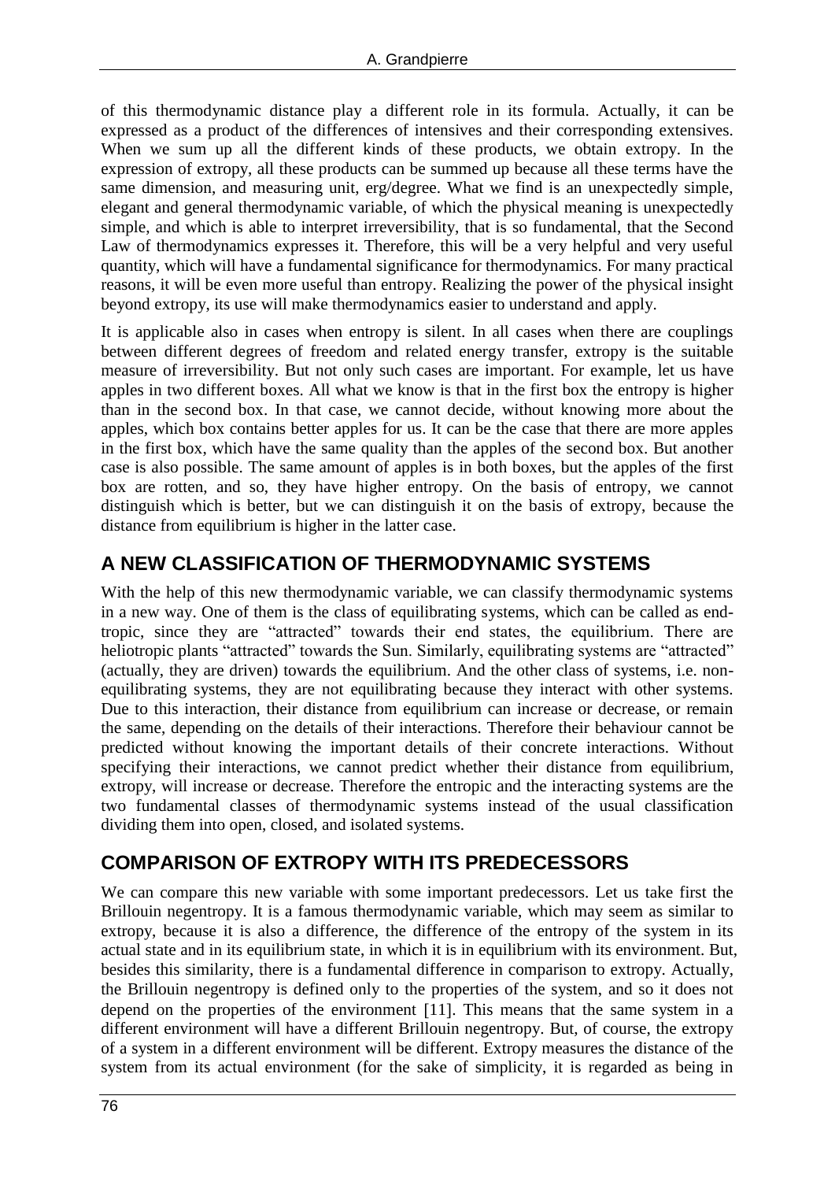of this thermodynamic distance play a different role in its formula. Actually, it can be expressed as a product of the differences of intensives and their corresponding extensives. When we sum up all the different kinds of these products, we obtain extropy. In the expression of extropy, all these products can be summed up because all these terms have the same dimension, and measuring unit, erg/degree. What we find is an unexpectedly simple, elegant and general thermodynamic variable, of which the physical meaning is unexpectedly simple, and which is able to interpret irreversibility, that is so fundamental, that the Second Law of thermodynamics expresses it. Therefore, this will be a very helpful and very useful quantity, which will have a fundamental significance for thermodynamics. For many practical reasons, it will be even more useful than entropy. Realizing the power of the physical insight beyond extropy, its use will make thermodynamics easier to understand and apply.

It is applicable also in cases when entropy is silent. In all cases when there are couplings between different degrees of freedom and related energy transfer, extropy is the suitable measure of irreversibility. But not only such cases are important. For example, let us have apples in two different boxes. All what we know is that in the first box the entropy is higher than in the second box. In that case, we cannot decide, without knowing more about the apples, which box contains better apples for us. It can be the case that there are more apples in the first box, which have the same quality than the apples of the second box. But another case is also possible. The same amount of apples is in both boxes, but the apples of the first box are rotten, and so, they have higher entropy. On the basis of entropy, we cannot distinguish which is better, but we can distinguish it on the basis of extropy, because the distance from equilibrium is higher in the latter case.

## A NEW CLASSIFICATION OF THERMODYNAMIC SYSTEMS

With the help of this new thermodynamic variable, we can classify thermodynamic systems in a new way. One of them is the class of equilibrating systems, which can be called as end-tropic, since they are "attracted" towards their end states, the equilibrium. There are heliotropic plants "attracted" towards the Sun. Similarly, equilibrating systems are "attracted" (actually, they are driven) towards the equilibrium. And the other class of systems, i.e. non-equilibrating systems, they are not equilibrating because they interact with other systems. Due to this interaction, their distance from equilibrium can increase or decrease, or remain the same, depending on the details of their interactions. Therefore their behaviour cannot be predicted without knowing the important details of their concrete interactions. Without specifying their interactions, we cannot predict whether their distance from equilibrium, extropy, will increase or decrease. Therefore the entropic and the interacting systems are the two fundamental classes of thermodynamic systems instead of the usual classification dividing them into open, closed, and isolated systems.

## COMPARISON OF EXTROPY WITH ITS PREDECESSORS

We can compare this new variable with some important predecessors. Let us take first the Brillouin negentropy. It is a famous thermodynamic variable, which may seem as similar to extropy, because it is also a difference, the difference of the entropy of the system in its actual state and in its equilibrium state, in which it is in equilibrium with its environment. But, besides this similarity, there is a fundamental difference in comparison to extropy. Actually, the Brillouin negentropy is defined only to the properties of the system, and so it does not depend on the properties of the environment [11]. This means that the same system in a different environment will have a different Brillouin negentropy. But, of course, the extropy of a system in a different environment will be different. Extropy measures the distance of the system from its actual environment (for the sake of simplicity, it is regarded as being in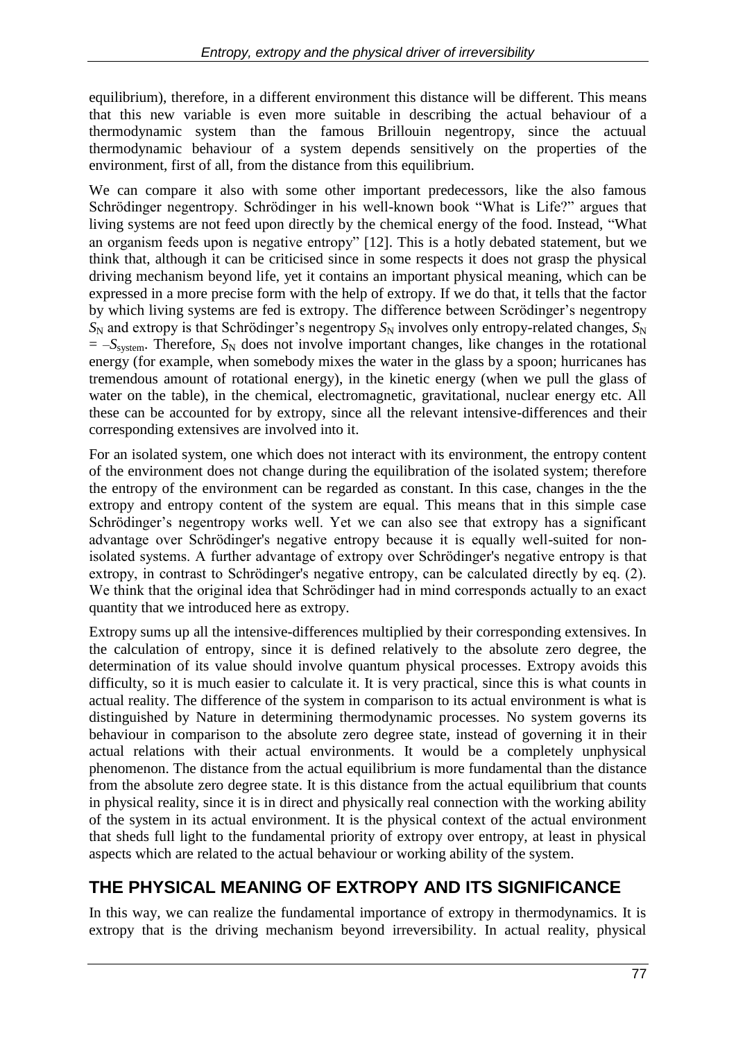equilibrium), therefore, in a different environment this distance will be different. This means that this new variable is even more suitable in describing the actual behaviour of a thermodynamic system than the famous Brillouin negentropy, since the actuual thermodynamic behaviour of a system depends sensitively on the properties of the environment, first of all, from the distance from this equilibrium.

We can compare it also with some other important predecessors, like the also famous Schrödinger negentropy. Schrödinger in his well-known book "What is Life?" argues that living systems are not feed upon directly by the chemical energy of the food. Instead, "What an organism feeds upon is negative entropy" [12]. This is a hotly debated statement, but we think that, although it can be criticised since in some respects it does not grasp the physical driving mechanism beyond life, yet it contains an important physical meaning, which can be expressed in a more precise form with the help of extropy. If we do that, it tells that the factor by which living systems are fed is extropy. The difference between Scrödinger's negentropy $S_N$ and extropy is that Schrödinger's negentropy $S_N$ involves only entropy-related changes, $S_N = -S_{system}$. Therefore, $S_N$ does not involve important changes, like changes in the rotational energy (for example, when somebody mixes the water in the glass by a spoon; hurricanes has tremendous amount of rotational energy), in the kinetic energy (when we pull the glass of water on the table), in the chemical, electromagnetic, gravitational, nuclear energy etc. All these can be accounted for by extropy, since all the relevant intensive-differences and their corresponding extensives are involved into it.

For an isolated system, one which does not interact with its environment, the entropy content of the environment does not change during the equilibration of the isolated system; therefore the entropy of the environment can be regarded as constant. In this case, changes in the the extropy and entropy content of the system are equal. This means that in this simple case Schrödinger's negentropy works well. Yet we can also see that extropy has a significant advantage over Schrödinger's negative entropy because it is equally well-suited for non-isolated systems. A further advantage of extropy over Schrödinger's negative entropy is that extropy, in contrast to Schrödinger's negative entropy, can be calculated directly by eq. (2). We think that the original idea that Schrödinger had in mind corresponds actually to an exact quantity that we introduced here as extropy.

Extropy sums up all the intensive-differences multiplied by their corresponding extensives. In the calculation of entropy, since it is defined relatively to the absolute zero degree, the determination of its value should involve quantum physical processes. Extropy avoids this difficulty, so it is much easier to calculate it. It is very practical, since this is what counts in actual reality. The difference of the system in comparison to its actual environment is what is distinguished by Nature in determining thermodynamic processes. No system governs its behaviour in comparison to the absolute zero degree state, instead of governing it in their actual relations with their actual environments. It would be a completely unphysical phenomenon. The distance from the actual equilibrium is more fundamental than the distance from the absolute zero degree state. It is this distance from the actual equilibrium that counts in physical reality, since it is in direct and physically real connection with the working ability of the system in its actual environment. It is the physical context of the actual environment that sheds full light to the fundamental priority of extropy over entropy, at least in physical aspects which are related to the actual behaviour or working ability of the system.

## THE PHYSICAL MEANING OF EXTROPY AND ITS SIGNIFICANCE

In this way, we can realize the fundamental importance of extropy in thermodynamics. It is extropy that is the driving mechanism beyond irreversibility. In actual reality, physical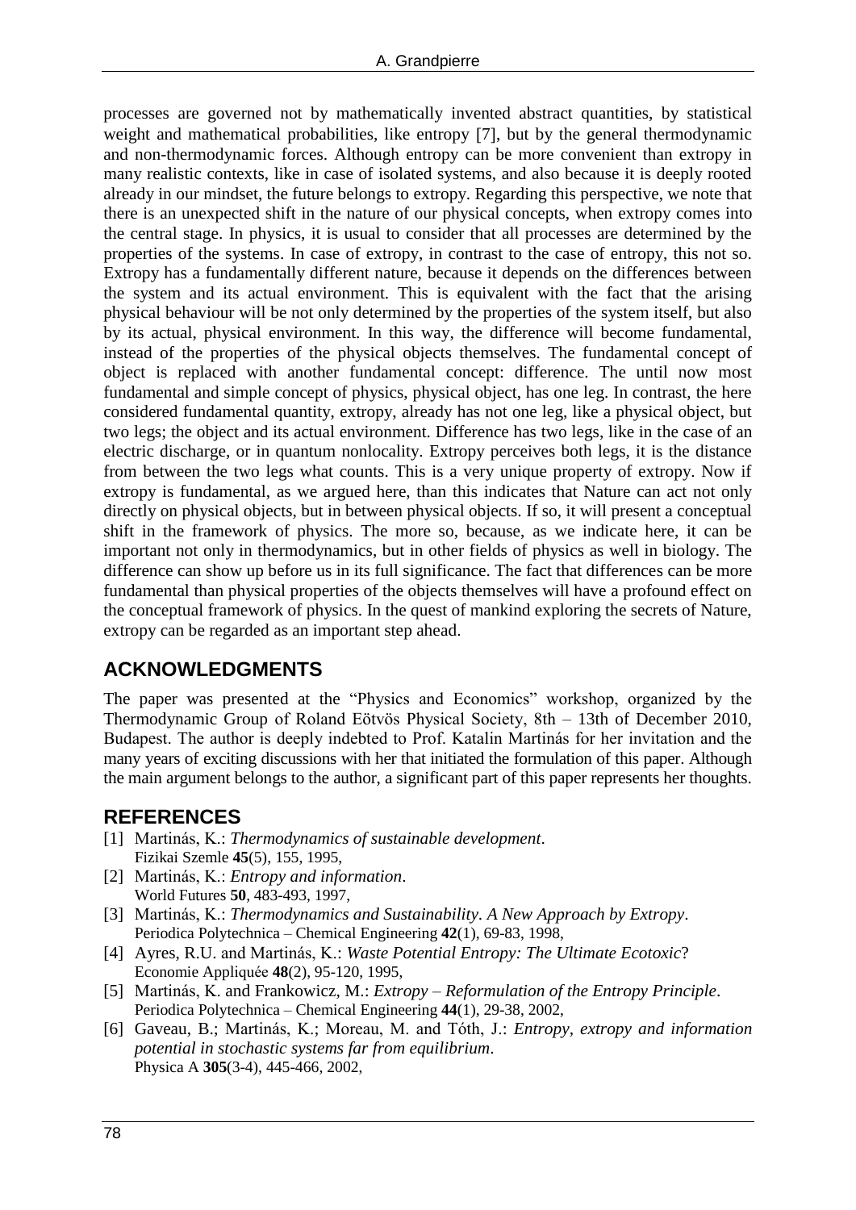processes are governed not by mathematically invented abstract quantities, by statistical weight and mathematical probabilities, like entropy [7], but by the general thermodynamic and non-thermodynamic forces. Although entropy can be more convenient than extropy in many realistic contexts, like in case of isolated systems, and also because it is deeply rooted already in our mindset, the future belongs to extropy. Regarding this perspective, we note that there is an unexpected shift in the nature of our physical concepts, when extropy comes into the central stage. In physics, it is usual to consider that all processes are determined by the properties of the systems. In case of extropy, in contrast to the case of entropy, this not so. Extropy has a fundamentally different nature, because it depends on the differences between the system and its actual environment. This is equivalent with the fact that the arising physical behaviour will be not only determined by the properties of the system itself, but also by its actual, physical environment. In this way, the difference will become fundamental, instead of the properties of the physical objects themselves. The fundamental concept of object is replaced with another fundamental concept: difference. The until now most fundamental and simple concept of physics, physical object, has one leg. In contrast, the here considered fundamental quantity, extropy, already has not one leg, like a physical object, but two legs; the object and its actual environment. Difference has two legs, like in the case of an electric discharge, or in quantum nonlocality. Extropy perceives both legs, it is the distance from between the two legs what counts. This is a very unique property of extropy. Now if extropy is fundamental, as we argued here, than this indicates that Nature can act not only directly on physical objects, but in between physical objects. If so, it will present a conceptual shift in the framework of physics. The more so, because, as we indicate here, it can be important not only in thermodynamics, but in other fields of physics as well in biology. The difference can show up before us in its full significance. The fact that differences can be more fundamental than physical properties of the objects themselves will have a profound effect on the conceptual framework of physics. In the quest of mankind exploring the secrets of Nature, extropy can be regarded as an important step ahead.

## ACKNOWLEDGMENTS

The paper was presented at the "Physics and Economics" workshop, organized by the Thermodynamic Group of Roland Eötvös Physical Society, 8th – 13th of December 2010, Budapest. The author is deeply indebted to Prof. Katalin Martinás for her invitation and the many years of exciting discussions with her that initiated the formulation of this paper. Although the main argument belongs to the author, a significant part of this paper represents her thoughts.

## REFERENCES

[1] Martinás, K.: *Thermodynamics of sustainable development*. Fizikai Szemle **45**(5), 155, 1995,

[2] Martinás, K.: *Entropy and information*. World Futures **50**, 483-493, 1997,

[3] Martinás, K.: *Thermodynamics and Sustainability. A New Approach by Extropy*. Periodica Polytechnica – Chemical Engineering **42**(1), 69-83, 1998,

[4] Ayres, R.U. and Martinás, K.: *Waste Potential Entropy: The Ultimate Ecotoxic*? Economie Appliquée **48**(2), 95-120, 1995,

[5] Martinás, K. and Frankowicz, M.: *Extropy – Reformulation of the Entropy Principle*. Periodica Polytechnica – Chemical Engineering **44**(1), 29-38, 2002,

[6] Gaveau, B.; Martinás, K.; Moreau, M. and Tóth, J.: *Entropy, extropy and information potential in stochastic systems far from equilibrium*. Physica A **305**(3-4), 445-466, 2002,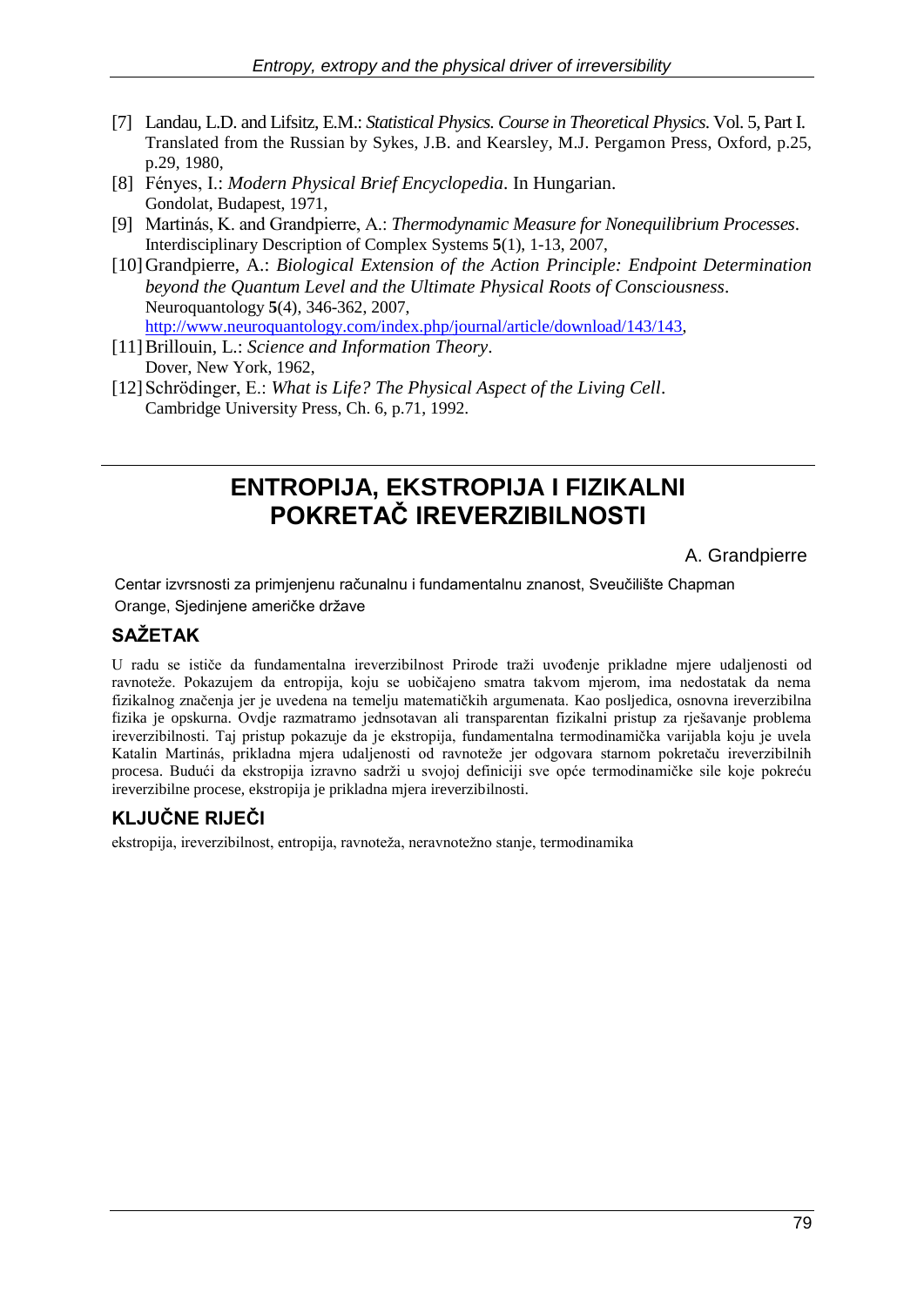[7] Landau, L.D. and Lifsitz, E.M.: *Statistical Physics. Course in Theoretical Physics*. Vol. 5, Part I. Translated from the Russian by Sykes, J.B. and Kearsley, M.J. Pergamon Press, Oxford, p.25, p.29, 1980,

[8] Fényes, I.: *Modern Physical Brief Encyclopedia*. In Hungarian. Gondolat, Budapest, 1971,

[9] Martinás, K. and Grandpierre, A.: *Thermodynamic Measure for Nonequilibrium Processes*. Interdisciplinary Description of Complex Systems **5**(1), 1-13, 2007,

[10] Grandpierre, A.: *Biological Extension of the Action Principle: Endpoint Determination beyond the Quantum Level and the Ultimate Physical Roots of Consciousness*. Neuroquantology **5**(4), 346-362, 2007, http://www.neuroquantology.com/index.php/journal/article/download/143/143,

[11] Brillouin, L.: *Science and Information Theory*. Dover, New York, 1962,

[12] Schrödinger, E.: *What is Life? The Physical Aspect of the Living Cell*. Cambridge University Press, Ch. 6, p.71, 1992.

# ENTROPIJA, EKSTROPIJA I FIZIKALNI POKRETAČ IREVERZIBILNOSTI

A. Grandpierre

Centar izvrsnosti za primjenjenu računalnu i fundamentalnu znanost, Sveučilište Chapman Orange, Sjedinjene američke države

## SAŽETAK

U radu se ističe da fundamentalna ireverzibilnost Prirode traži uvođenje prikladne mjere udaljenosti od ravnoteže. Pokazujem da entropija, koju se uobičajeno smatra takvom mjerom, ima nedostatak da nema fizikalnog značenja jer je uvedena na temelju matematičkih argumenata. Kao posljedica, osnovna ireverzibilna fizika je opskurna. Ovdje razmatramo jednsotavan ali transparentan fizikalni pristup za rješavanje problema ireverzibilnosti. Taj pristup pokazuje da je ekstropija, fundamentalna termodinamička varijabla koju je uvela Katalin Martinás, prikladna mjera udaljenosti od ravnoteže jer odgovara starnom pokretaču ireverzibilnih procesa. Budući da ekstropija izravno sadrži u svojoj definiciji sve opće termodinamičke sile koje pokreću ireverzibilne procese, ekstropija je prikladna mjera ireverzibilnosti.

## KLJUČNE RIJEČI

ekstropija, ireverzibilnost, entropija, ravnoteža, neravnotežno stanje, termodinamika